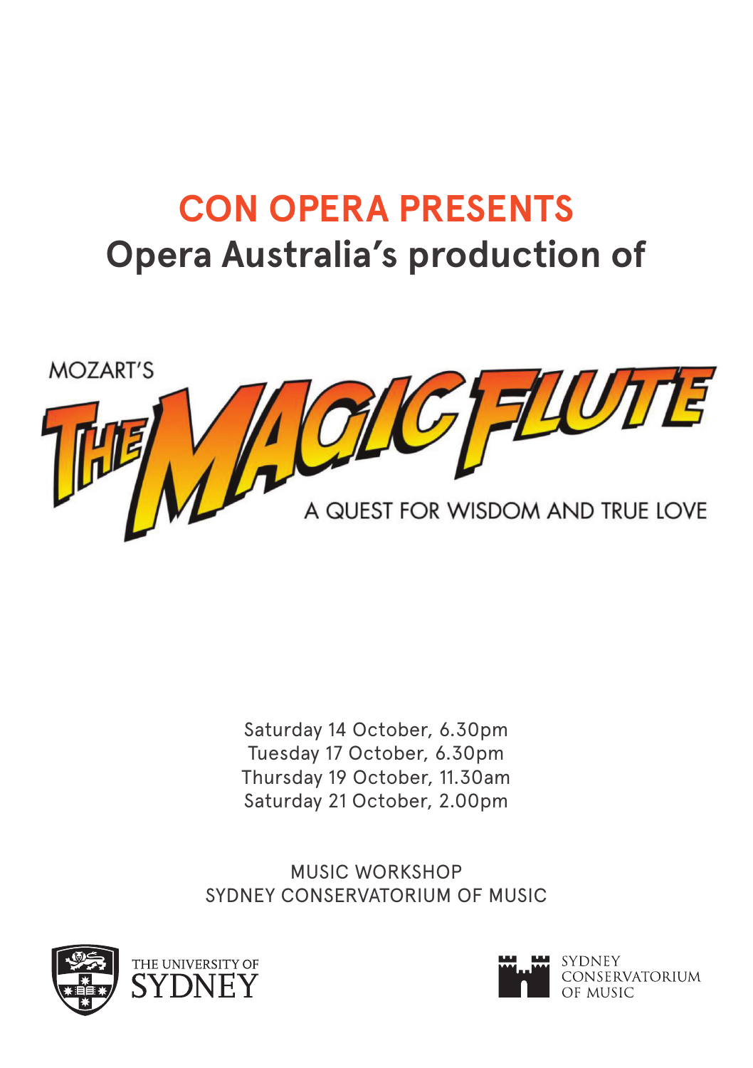# CON OPERA PRESENTS

## Opera Australia's production of

MOZART'S

# THE MAGIC FLUTE

A QUEST FOR WISDOM AND TRUE LOVE

Saturday 14 October, 6.30pm
Tuesday 17 October, 6.30pm
Thursday 19 October, 11.30am
Saturday 21 October, 2.00pm

MUSIC WORKSHOP
SYDNEY CONSERVATORIUM OF MUSIC

THE UNIVERSITY OF SYDNEY

SYDNEY CONSERVATORIUM OF MUSIC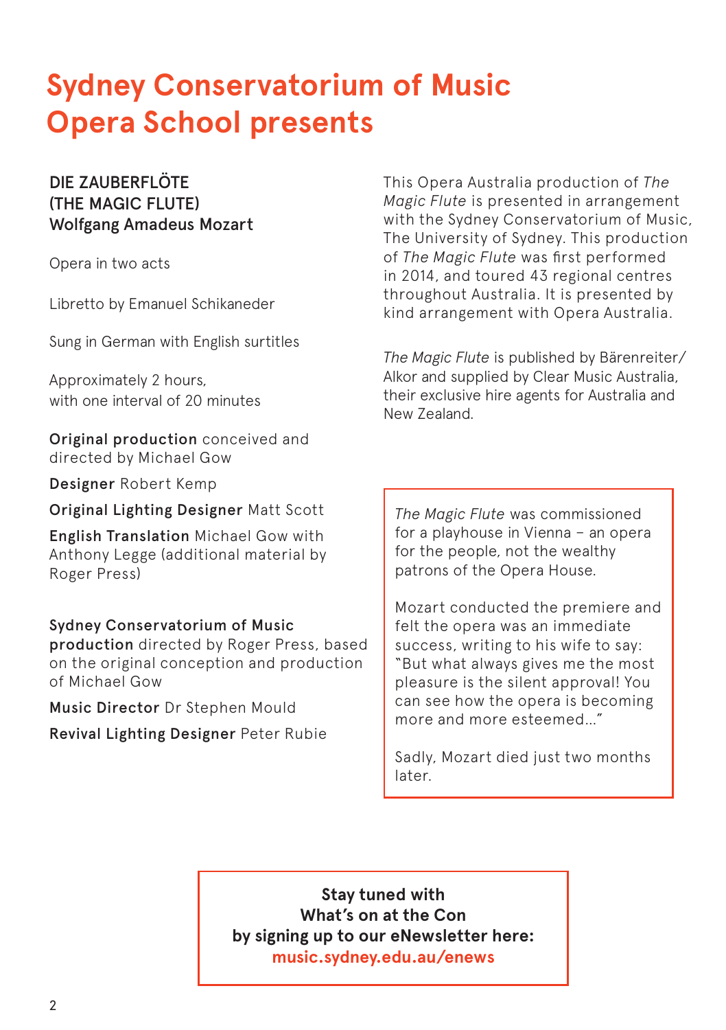# Sydney Conservatorium of Music Opera School presents

**DIE ZAUBERFLÖTE**
**(THE MAGIC FLUTE)**
**Wolfgang Amadeus Mozart**

Opera in two acts

Libretto by Emanuel Schikaneder

Sung in German with English surtitles

Approximately 2 hours,
with one interval of 20 minutes

**Original production** conceived and directed by Michael Gow

**Designer** Robert Kemp

**Original Lighting Designer** Matt Scott

**English Translation** Michael Gow with Anthony Legge (additional material by Roger Press)

**Sydney Conservatorium of Music production** directed by Roger Press, based on the original conception and production of Michael Gow

**Music Director** Dr Stephen Mould

**Revival Lighting Designer** Peter Rubie

This Opera Australia production of *The Magic Flute* is presented in arrangement with the Sydney Conservatorium of Music, The University of Sydney. This production of *The Magic Flute* was first performed in 2014, and toured 43 regional centres throughout Australia. It is presented by kind arrangement with Opera Australia.

*The Magic Flute* is published by Bärenreiter/Alkor and supplied by Clear Music Australia, their exclusive hire agents for Australia and New Zealand.

*The Magic Flute* was commissioned for a playhouse in Vienna – an opera for the people, not the wealthy patrons of the Opera House.

Mozart conducted the premiere and felt the opera was an immediate success, writing to his wife to say: "But what always gives me the most pleasure is the silent approval! You can see how the opera is becoming more and more esteemed..."

Sadly, Mozart died just two months later.

**Stay tuned with What's on at the Con by signing up to our eNewsletter here: music.sydney.edu.au/enews**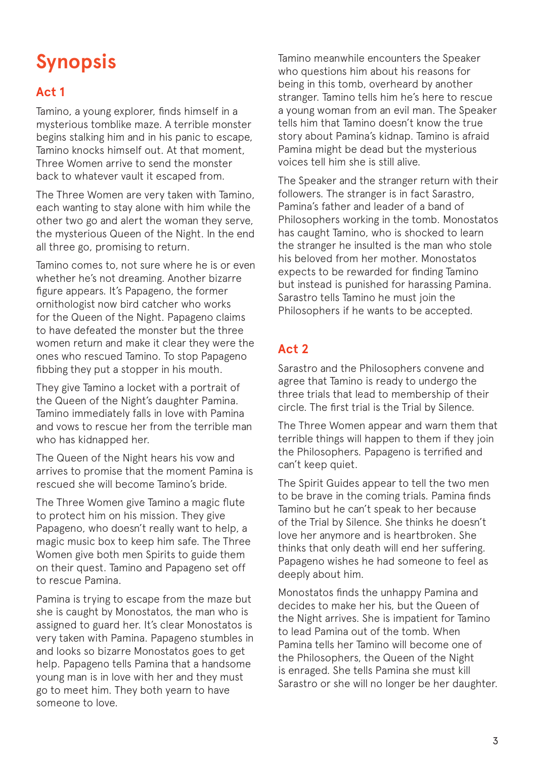# Synopsis

## Act 1

Tamino, a young explorer, finds himself in a mysterious tomblike maze. A terrible monster begins stalking him and in his panic to escape, Tamino knocks himself out. At that moment, Three Women arrive to send the monster back to whatever vault it escaped from.

The Three Women are very taken with Tamino, each wanting to stay alone with him while the other two go and alert the woman they serve, the mysterious Queen of the Night. In the end all three go, promising to return.

Tamino comes to, not sure where he is or even whether he's not dreaming. Another bizarre figure appears. It's Papageno, the former ornithologist now bird catcher who works for the Queen of the Night. Papageno claims to have defeated the monster but the three women return and make it clear they were the ones who rescued Tamino. To stop Papageno fibbing they put a stopper in his mouth.

They give Tamino a locket with a portrait of the Queen of the Night's daughter Pamina. Tamino immediately falls in love with Pamina and vows to rescue her from the terrible man who has kidnapped her.

The Queen of the Night hears his vow and arrives to promise that the moment Pamina is rescued she will become Tamino's bride.

The Three Women give Tamino a magic flute to protect him on his mission. They give Papageno, who doesn't really want to help, a magic music box to keep him safe. The Three Women give both men Spirits to guide them on their quest. Tamino and Papageno set off to rescue Pamina.

Pamina is trying to escape from the maze but she is caught by Monostatos, the man who is assigned to guard her. It's clear Monostatos is very taken with Pamina. Papageno stumbles in and looks so bizarre Monostatos goes to get help. Papageno tells Pamina that a handsome young man is in love with her and they must go to meet him. They both yearn to have someone to love.

Tamino meanwhile encounters the Speaker who questions him about his reasons for being in this tomb, overheard by another stranger. Tamino tells him he's here to rescue a young woman from an evil man. The Speaker tells him that Tamino doesn't know the true story about Pamina's kidnap. Tamino is afraid Pamina might be dead but the mysterious voices tell him she is still alive.

The Speaker and the stranger return with their followers. The stranger is in fact Sarastro, Pamina's father and leader of a band of Philosophers working in the tomb. Monostatos has caught Tamino, who is shocked to learn the stranger he insulted is the man who stole his beloved from her mother. Monostatos expects to be rewarded for finding Tamino but instead is punished for harassing Pamina. Sarastro tells Tamino he must join the Philosophers if he wants to be accepted.

## Act 2

Sarastro and the Philosophers convene and agree that Tamino is ready to undergo the three trials that lead to membership of their circle. The first trial is the Trial by Silence.

The Three Women appear and warn them that terrible things will happen to them if they join the Philosophers. Papageno is terrified and can't keep quiet.

The Spirit Guides appear to tell the two men to be brave in the coming trials. Pamina finds Tamino but he can't speak to her because of the Trial by Silence. She thinks he doesn't love her anymore and is heartbroken. She thinks that only death will end her suffering. Papageno wishes he had someone to feel as deeply about him.

Monostatos finds the unhappy Pamina and decides to make her his, but the Queen of the Night arrives. She is impatient for Tamino to lead Pamina out of the tomb. When Pamina tells her Tamino will become one of the Philosophers, the Queen of the Night is enraged. She tells Pamina she must kill Sarastro or she will no longer be her daughter.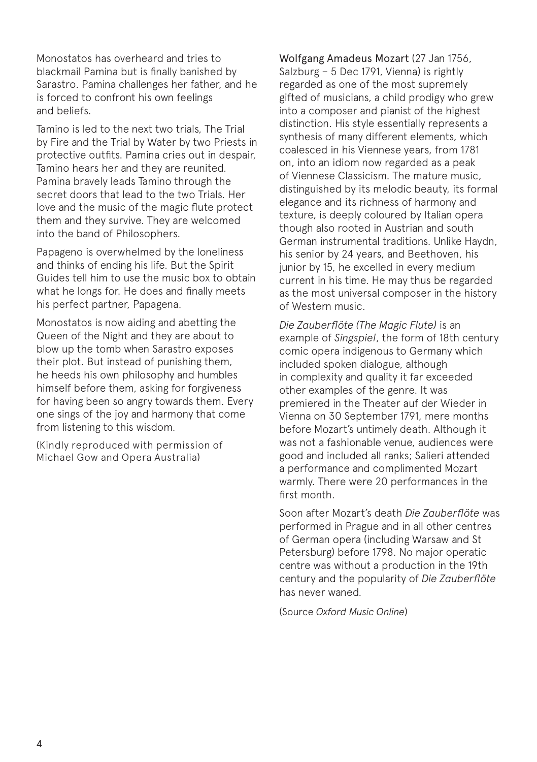Monostatos has overheard and tries to blackmail Pamina but is finally banished by Sarastro. Pamina challenges her father, and he is forced to confront his own feelings and beliefs.

Tamino is led to the next two trials, The Trial by Fire and the Trial by Water by two Priests in protective outfits. Pamina cries out in despair, Tamino hears her and they are reunited. Pamina bravely leads Tamino through the secret doors that lead to the two Trials. Her love and the music of the magic flute protect them and they survive. They are welcomed into the band of Philosophers.

Papageno is overwhelmed by the loneliness and thinks of ending his life. But the Spirit Guides tell him to use the music box to obtain what he longs for. He does and finally meets his perfect partner, Papagena.

Monostatos is now aiding and abetting the Queen of the Night and they are about to blow up the tomb when Sarastro exposes their plot. But instead of punishing them, he heeds his own philosophy and humbles himself before them, asking for forgiveness for having been so angry towards them. Every one sings of the joy and harmony that come from listening to this wisdom.

(Kindly reproduced with permission of Michael Gow and Opera Australia)

Wolfgang Amadeus Mozart (27 Jan 1756, Salzburg – 5 Dec 1791, Vienna) is rightly regarded as one of the most supremely gifted of musicians, a child prodigy who grew into a composer and pianist of the highest distinction. His style essentially represents a synthesis of many different elements, which coalesced in his Viennese years, from 1781 on, into an idiom now regarded as a peak of Viennese Classicism. The mature music, distinguished by its melodic beauty, its formal elegance and its richness of harmony and texture, is deeply coloured by Italian opera though also rooted in Austrian and south German instrumental traditions. Unlike Haydn, his senior by 24 years, and Beethoven, his junior by 15, he excelled in every medium current in his time. He may thus be regarded as the most universal composer in the history of Western music.

*Die Zauberflöte (The Magic Flute)* is an example of *Singspiel*, the form of 18th century comic opera indigenous to Germany which included spoken dialogue, although in complexity and quality it far exceeded other examples of the genre. It was premiered in the Theater auf der Wieder in Vienna on 30 September 1791, mere months before Mozart's untimely death. Although it was not a fashionable venue, audiences were good and included all ranks; Salieri attended a performance and complimented Mozart warmly. There were 20 performances in the first month.

Soon after Mozart's death *Die Zauberflöte* was performed in Prague and in all other centres of German opera (including Warsaw and St Petersburg) before 1798. No major operatic centre was without a production in the 19th century and the popularity of *Die Zauberflöte* has never waned.

(Source *Oxford Music Online*)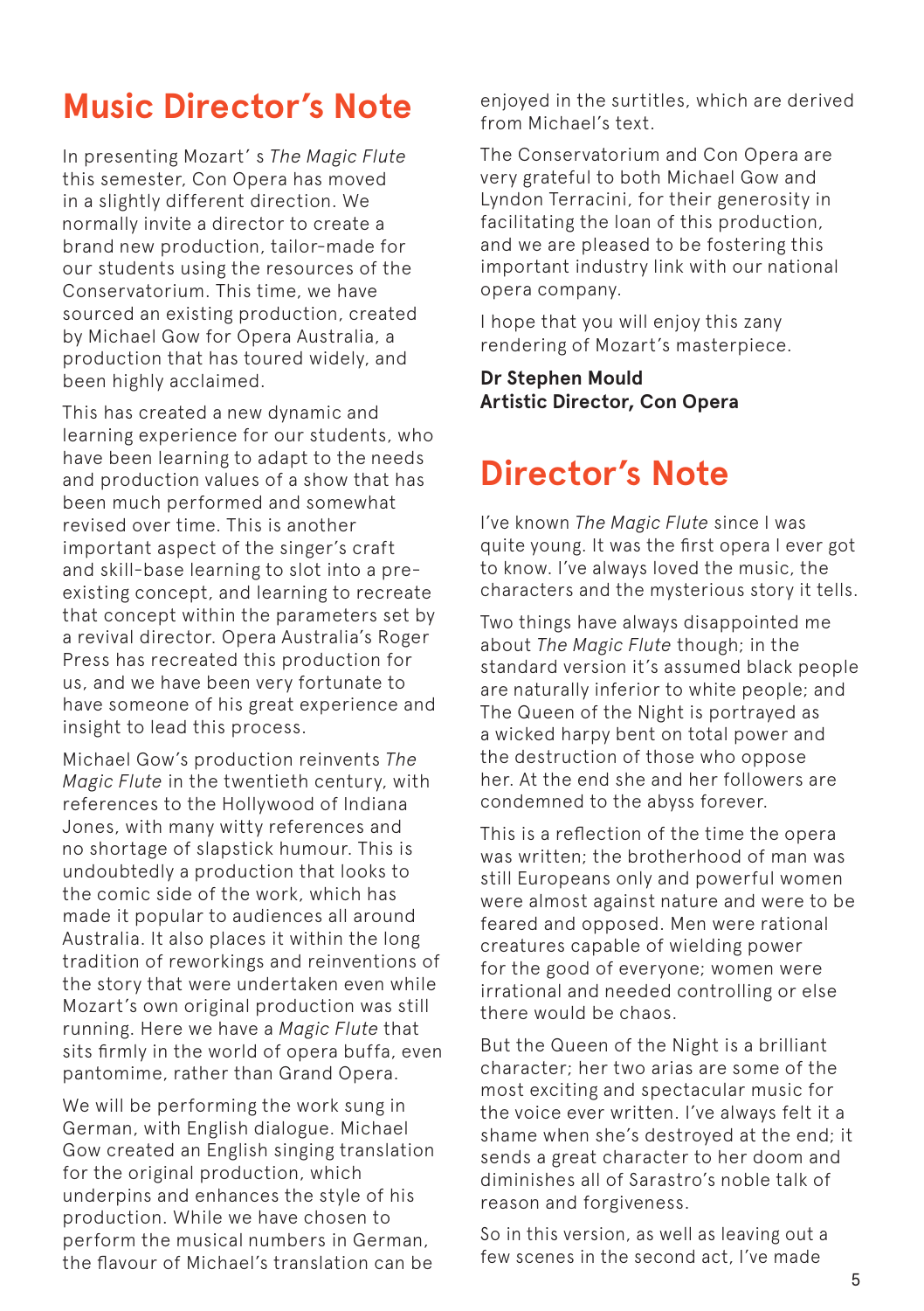# Music Director's Note

In presenting Mozart' s *The Magic Flute* this semester, Con Opera has moved in a slightly different direction. We normally invite a director to create a brand new production, tailor-made for our students using the resources of the Conservatorium. This time, we have sourced an existing production, created by Michael Gow for Opera Australia, a production that has toured widely, and been highly acclaimed.

This has created a new dynamic and learning experience for our students, who have been learning to adapt to the needs and production values of a show that has been much performed and somewhat revised over time. This is another important aspect of the singer's craft and skill-base learning to slot into a pre-existing concept, and learning to recreate that concept within the parameters set by a revival director. Opera Australia's Roger Press has recreated this production for us, and we have been very fortunate to have someone of his great experience and insight to lead this process.

Michael Gow's production reinvents *The Magic Flute* in the twentieth century, with references to the Hollywood of Indiana Jones, with many witty references and no shortage of slapstick humour. This is undoubtedly a production that looks to the comic side of the work, which has made it popular to audiences all around Australia. It also places it within the long tradition of reworkings and reinventions of the story that were undertaken even while Mozart's own original production was still running. Here we have a *Magic Flute* that sits firmly in the world of opera buffa, even pantomime, rather than Grand Opera.

We will be performing the work sung in German, with English dialogue. Michael Gow created an English singing translation for the original production, which underpins and enhances the style of his production. While we have chosen to perform the musical numbers in German, the flavour of Michael's translation can be enjoyed in the surtitles, which are derived from Michael's text.

The Conservatorium and Con Opera are very grateful to both Michael Gow and Lyndon Terracini, for their generosity in facilitating the loan of this production, and we are pleased to be fostering this important industry link with our national opera company.

I hope that you will enjoy this zany rendering of Mozart's masterpiece.

**Dr Stephen Mould**
**Artistic Director, Con Opera**

# Director's Note

I've known *The Magic Flute* since I was quite young. It was the first opera I ever got to know. I've always loved the music, the characters and the mysterious story it tells.

Two things have always disappointed me about *The Magic Flute* though; in the standard version it's assumed black people are naturally inferior to white people; and The Queen of the Night is portrayed as a wicked harpy bent on total power and the destruction of those who oppose her. At the end she and her followers are condemned to the abyss forever.

This is a reflection of the time the opera was written; the brotherhood of man was still Europeans only and powerful women were almost against nature and were to be feared and opposed. Men were rational creatures capable of wielding power for the good of everyone; women were irrational and needed controlling or else there would be chaos.

But the Queen of the Night is a brilliant character; her two arias are some of the most exciting and spectacular music for the voice ever written. I've always felt it a shame when she's destroyed at the end; it sends a great character to her doom and diminishes all of Sarastro's noble talk of reason and forgiveness.

So in this version, as well as leaving out a few scenes in the second act, I've made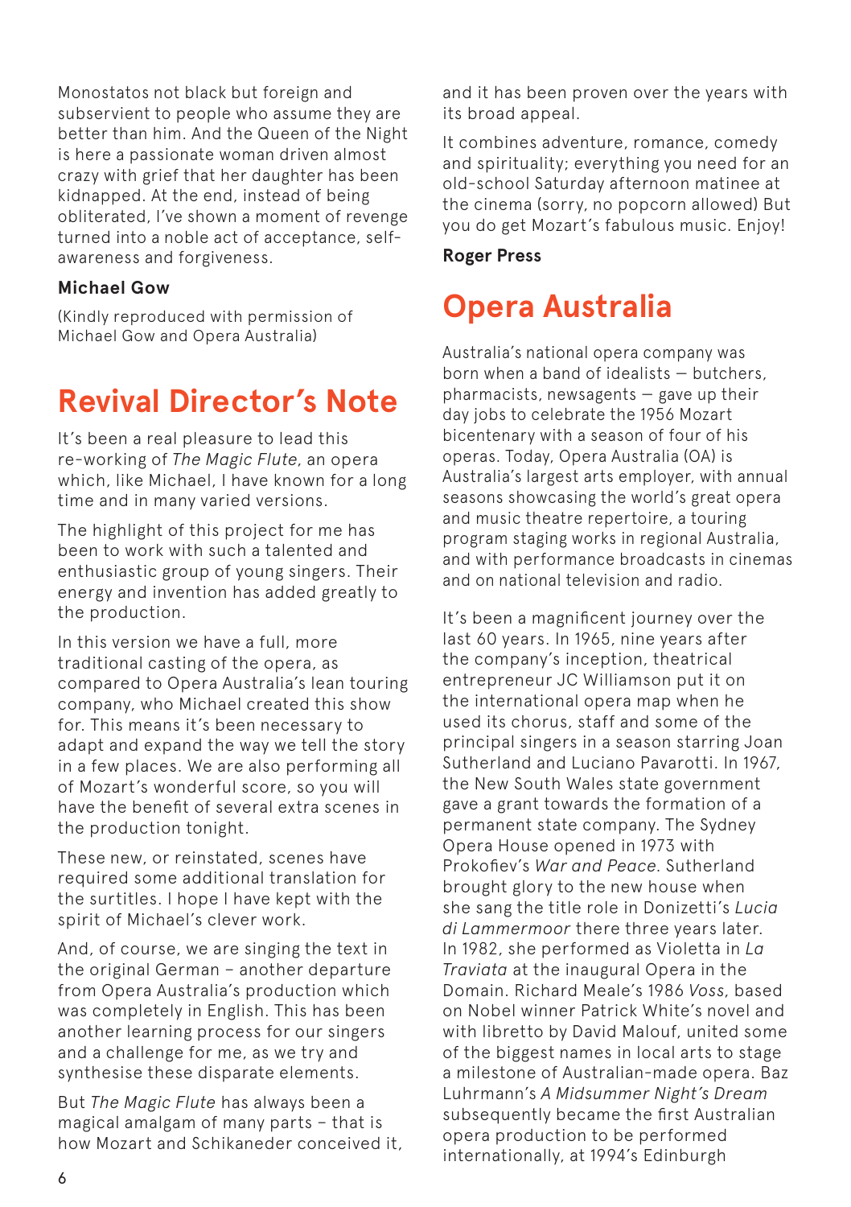Monostatos not black but foreign and subservient to people who assume they are better than him. And the Queen of the Night is here a passionate woman driven almost crazy with grief that her daughter has been kidnapped. At the end, instead of being obliterated, I've shown a moment of revenge turned into a noble act of acceptance, self-awareness and forgiveness.

**Michael Gow**

(Kindly reproduced with permission of Michael Gow and Opera Australia)

## Revival Director's Note

It's been a real pleasure to lead this re-working of *The Magic Flute*, an opera which, like Michael, I have known for a long time and in many varied versions.

The highlight of this project for me has been to work with such a talented and enthusiastic group of young singers. Their energy and invention has added greatly to the production.

In this version we have a full, more traditional casting of the opera, as compared to Opera Australia's lean touring company, who Michael created this show for. This means it's been necessary to adapt and expand the way we tell the story in a few places. We are also performing all of Mozart's wonderful score, so you will have the benefit of several extra scenes in the production tonight.

These new, or reinstated, scenes have required some additional translation for the surtitles. I hope I have kept with the spirit of Michael's clever work.

And, of course, we are singing the text in the original German – another departure from Opera Australia's production which was completely in English. This has been another learning process for our singers and a challenge for me, as we try and synthesise these disparate elements.

But *The Magic Flute* has always been a magical amalgam of many parts – that is how Mozart and Schikaneder conceived it, and it has been proven over the years with its broad appeal.

It combines adventure, romance, comedy and spirituality; everything you need for an old-school Saturday afternoon matinee at the cinema (sorry, no popcorn allowed) But you do get Mozart's fabulous music. Enjoy!

**Roger Press**

## Opera Australia

Australia's national opera company was born when a band of idealists — butchers, pharmacists, newsagents — gave up their day jobs to celebrate the 1956 Mozart bicentenary with a season of four of his operas. Today, Opera Australia (OA) is Australia's largest arts employer, with annual seasons showcasing the world's great opera and music theatre repertoire, a touring program staging works in regional Australia, and with performance broadcasts in cinemas and on national television and radio.

It's been a magnificent journey over the last 60 years. In 1965, nine years after the company's inception, theatrical entrepreneur JC Williamson put it on the international opera map when he used its chorus, staff and some of the principal singers in a season starring Joan Sutherland and Luciano Pavarotti. In 1967, the New South Wales state government gave a grant towards the formation of a permanent state company. The Sydney Opera House opened in 1973 with Prokofiev's *War and Peace*. Sutherland brought glory to the new house when she sang the title role in Donizetti's *Lucia di Lammermoor* there three years later. In 1982, she performed as Violetta in *La Traviata* at the inaugural Opera in the Domain. Richard Meale's 1986 *Voss*, based on Nobel winner Patrick White's novel and with libretto by David Malouf, united some of the biggest names in local arts to stage a milestone of Australian-made opera. Baz Luhrmann's *A Midsummer Night's Dream* subsequently became the first Australian opera production to be performed internationally, at 1994's Edinburgh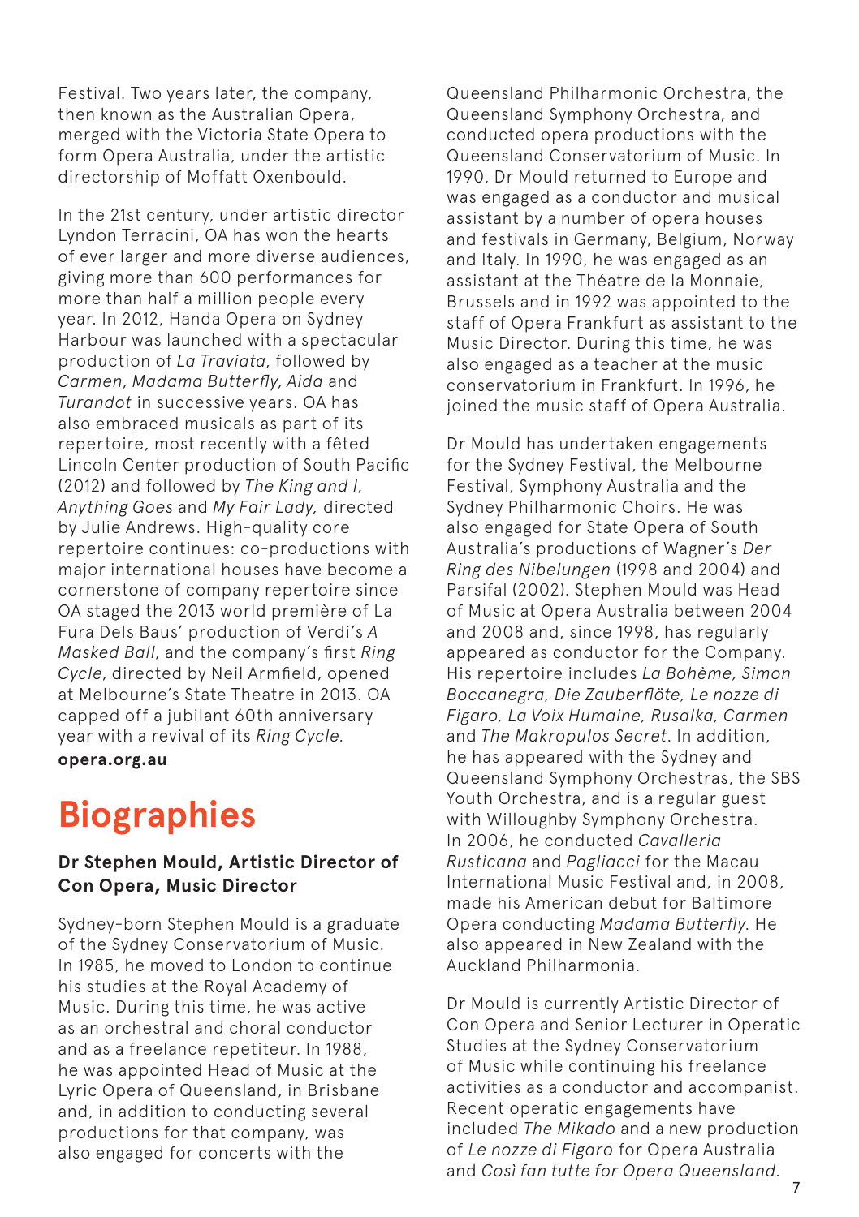Festival. Two years later, the company, then known as the Australian Opera, merged with the Victoria State Opera to form Opera Australia, under the artistic directorship of Moffatt Oxenbould.

In the 21st century, under artistic director Lyndon Terracini, OA has won the hearts of ever larger and more diverse audiences, giving more than 600 performances for more than half a million people every year. In 2012, Handa Opera on Sydney Harbour was launched with a spectacular production of *La Traviata*, followed by *Carmen*, *Madama Butterfly*, *Aida* and *Turandot* in successive years. OA has also embraced musicals as part of its repertoire, most recently with a fêted Lincoln Center production of South Pacific (2012) and followed by *The King and I*, *Anything Goes* and *My Fair Lady,* directed by Julie Andrews. High-quality core repertoire continues: co-productions with major international houses have become a cornerstone of company repertoire since OA staged the 2013 world première of La Fura Dels Baus' production of Verdi's *A Masked Ball*, and the company's first *Ring Cycle*, directed by Neil Armfield, opened at Melbourne's State Theatre in 2013. OA capped off a jubilant 60th anniversary year with a revival of its *Ring Cycle*.

**opera.org.au**

# Biographies

### Dr Stephen Mould, Artistic Director of Con Opera, Music Director

Sydney-born Stephen Mould is a graduate of the Sydney Conservatorium of Music. In 1985, he moved to London to continue his studies at the Royal Academy of Music. During this time, he was active as an orchestral and choral conductor and as a freelance repetiteur. In 1988, he was appointed Head of Music at the Lyric Opera of Queensland, in Brisbane and, in addition to conducting several productions for that company, was also engaged for concerts with the Queensland Philharmonic Orchestra, the Queensland Symphony Orchestra, and conducted opera productions with the Queensland Conservatorium of Music. In 1990, Dr Mould returned to Europe and was engaged as a conductor and musical assistant by a number of opera houses and festivals in Germany, Belgium, Norway and Italy. In 1990, he was engaged as an assistant at the Théatre de la Monnaie, Brussels and in 1992 was appointed to the staff of Opera Frankfurt as assistant to the Music Director. During this time, he was also engaged as a teacher at the music conservatorium in Frankfurt. In 1996, he joined the music staff of Opera Australia.

Dr Mould has undertaken engagements for the Sydney Festival, the Melbourne Festival, Symphony Australia and the Sydney Philharmonic Choirs. He was also engaged for State Opera of South Australia's productions of Wagner's *Der Ring des Nibelungen* (1998 and 2004) and Parsifal (2002). Stephen Mould was Head of Music at Opera Australia between 2004 and 2008 and, since 1998, has regularly appeared as conductor for the Company. His repertoire includes *La Bohème, Simon Boccanegra, Die Zauberflöte, Le nozze di Figaro, La Voix Humaine, Rusalka, Carmen* and *The Makropulos Secret*. In addition, he has appeared with the Sydney and Queensland Symphony Orchestras, the SBS Youth Orchestra, and is a regular guest with Willoughby Symphony Orchestra. In 2006, he conducted *Cavalleria Rusticana* and *Pagliacci* for the Macau International Music Festival and, in 2008, made his American debut for Baltimore Opera conducting *Madama Butterfly*. He also appeared in New Zealand with the Auckland Philharmonia.

Dr Mould is currently Artistic Director of Con Opera and Senior Lecturer in Operatic Studies at the Sydney Conservatorium of Music while continuing his freelance activities as a conductor and accompanist. Recent operatic engagements have included *The Mikado* and a new production of *Le nozze di Figaro* for Opera Australia and *Così fan tutte for Opera Queensland*.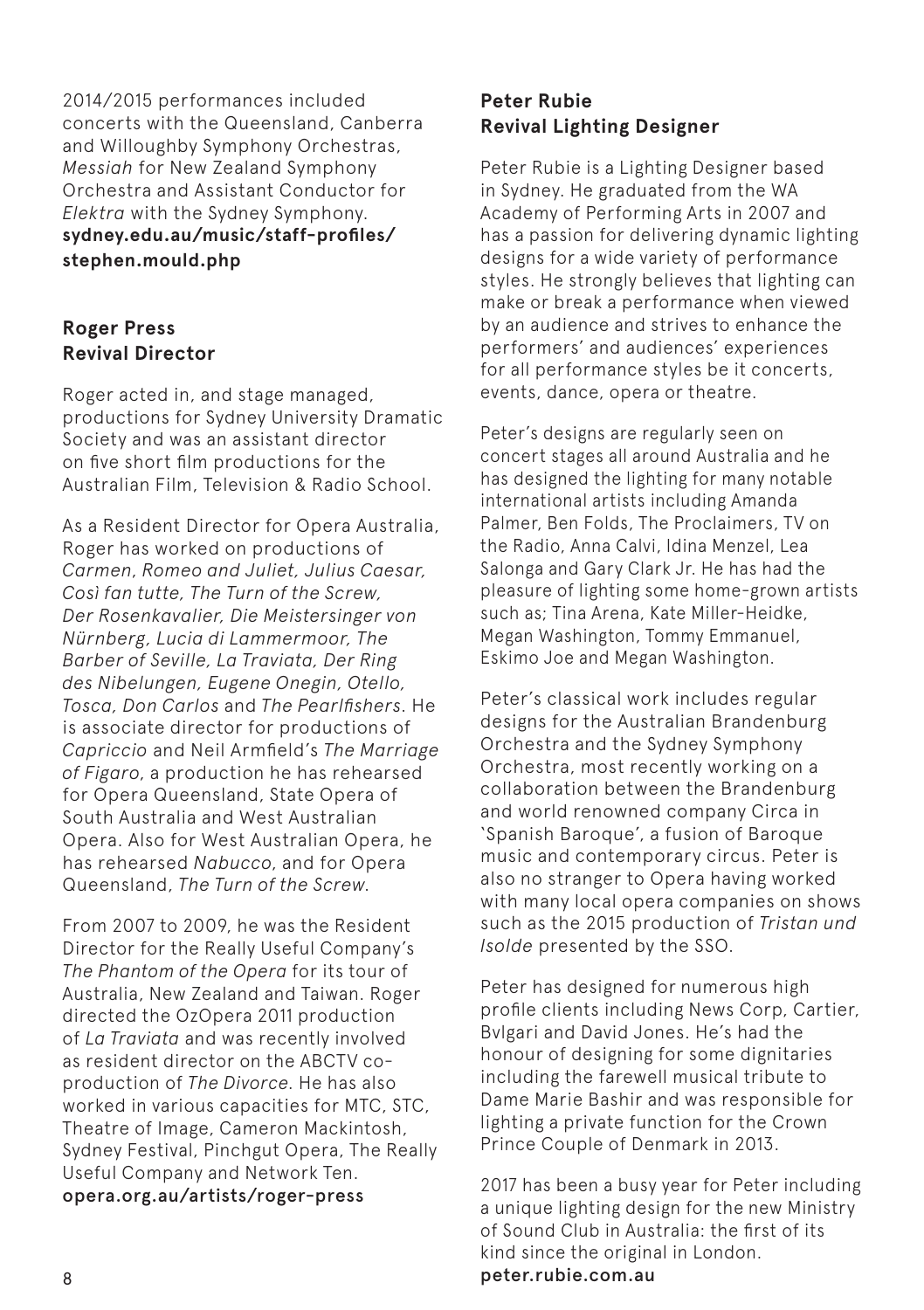2014/2015 performances included concerts with the Queensland, Canberra and Willoughby Symphony Orchestras, *Messiah* for New Zealand Symphony Orchestra and Assistant Conductor for *Elektra* with the Sydney Symphony.
**sydney.edu.au/music/staff-profiles/stephen.mould.php**

### Roger Press
### Revival Director

Roger acted in, and stage managed, productions for Sydney University Dramatic Society and was an assistant director on five short film productions for the Australian Film, Television & Radio School.

As a Resident Director for Opera Australia, Roger has worked on productions of *Carmen*, *Romeo and Juliet, Julius Caesar, Così fan tutte, The Turn of the Screw, Der Rosenkavalier, Die Meistersinger von Nürnberg, Lucia di Lammermoor, The Barber of Seville, La Traviata, Der Ring des Nibelungen, Eugene Onegin, Otello, Tosca, Don Carlos* and *The Pearlfishers*. He is associate director for productions of *Capriccio* and Neil Armfield's *The Marriage of Figaro*, a production he has rehearsed for Opera Queensland, State Opera of South Australia and West Australian Opera. Also for West Australian Opera, he has rehearsed *Nabucco*, and for Opera Queensland, *The Turn of the Screw*.

From 2007 to 2009, he was the Resident Director for the Really Useful Company's *The Phantom of the Opera* for its tour of Australia, New Zealand and Taiwan. Roger directed the OzOpera 2011 production of *La Traviata* and was recently involved as resident director on the ABCTV co-production of *The Divorce*. He has also worked in various capacities for MTC, STC, Theatre of Image, Cameron Mackintosh, Sydney Festival, Pinchgut Opera, The Really Useful Company and Network Ten.
**opera.org.au/artists/roger-press**

### Peter Rubie
### Revival Lighting Designer

Peter Rubie is a Lighting Designer based in Sydney. He graduated from the WA Academy of Performing Arts in 2007 and has a passion for delivering dynamic lighting designs for a wide variety of performance styles. He strongly believes that lighting can make or break a performance when viewed by an audience and strives to enhance the performers' and audiences' experiences for all performance styles be it concerts, events, dance, opera or theatre.

Peter's designs are regularly seen on concert stages all around Australia and he has designed the lighting for many notable international artists including Amanda Palmer, Ben Folds, The Proclaimers, TV on the Radio, Anna Calvi, Idina Menzel, Lea Salonga and Gary Clark Jr. He has had the pleasure of lighting some home-grown artists such as; Tina Arena, Kate Miller-Heidke, Megan Washington, Tommy Emmanuel, Eskimo Joe and Megan Washington.

Peter's classical work includes regular designs for the Australian Brandenburg Orchestra and the Sydney Symphony Orchestra, most recently working on a collaboration between the Brandenburg and world renowned company Circa in 'Spanish Baroque', a fusion of Baroque music and contemporary circus. Peter is also no stranger to Opera having worked with many local opera companies on shows such as the 2015 production of *Tristan und Isolde* presented by the SSO.

Peter has designed for numerous high profile clients including News Corp, Cartier, Bvlgari and David Jones. He's had the honour of designing for some dignitaries including the farewell musical tribute to Dame Marie Bashir and was responsible for lighting a private function for the Crown Prince Couple of Denmark in 2013.

2017 has been a busy year for Peter including a unique lighting design for the new Ministry of Sound Club in Australia: the first of its kind since the original in London.
**peter.rubie.com.au**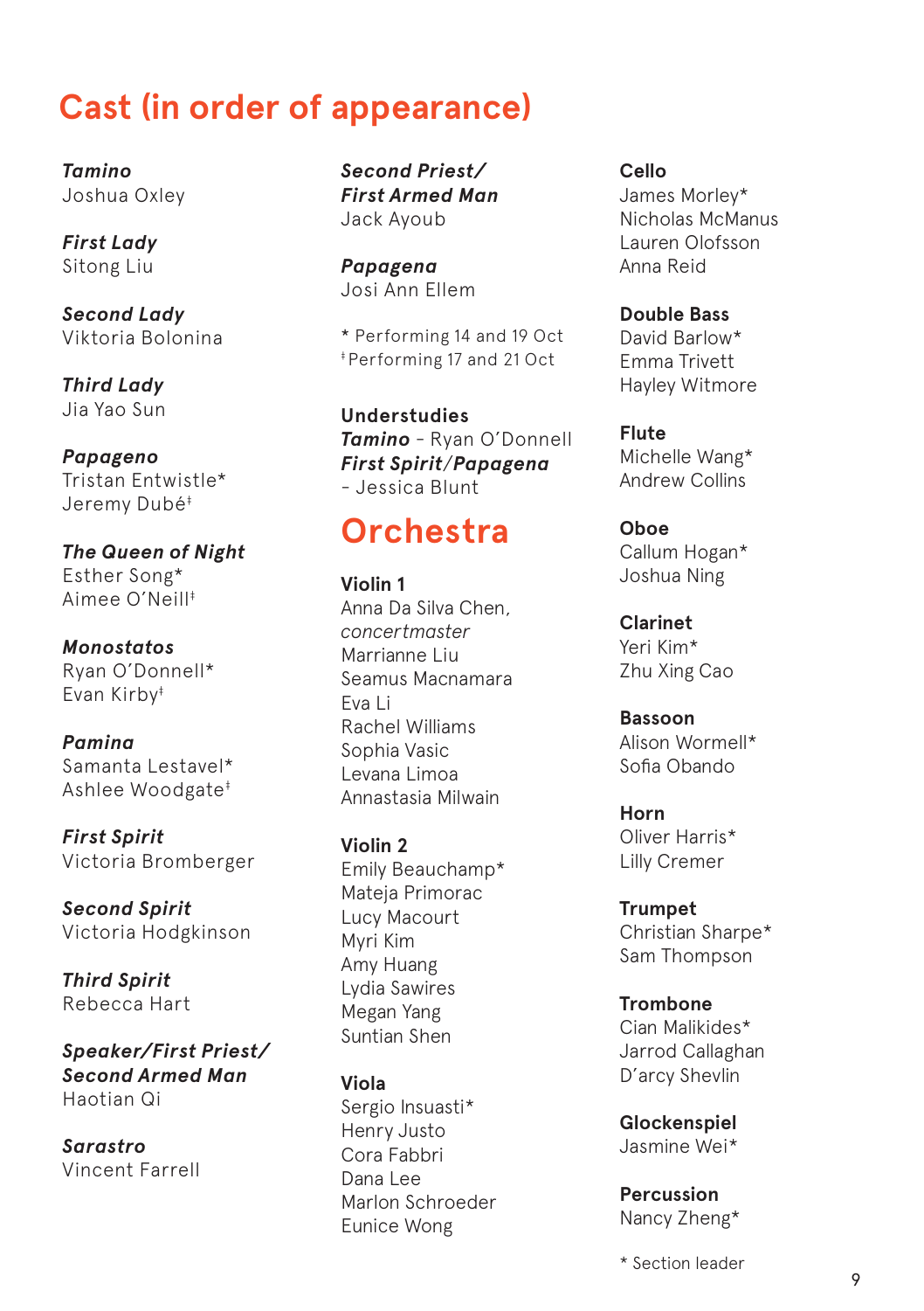# Cast (in order of appearance)

***Tamino***
Joshua Oxley

***First Lady***
Sitong Liu

***Second Lady***
Viktoria Bolonina

***Third Lady***
Jia Yao Sun

***Papageno***
Tristan Entwistle*
Jeremy Dubé‡

***The Queen of Night***
Esther Song*
Aimee O'Neill‡

***Monostatos***
Ryan O'Donnell*
Evan Kirby‡

***Pamina***
Samanta Lestavel*
Ashlee Woodgate‡

***First Spirit***
Victoria Bromberger

***Second Spirit***
Victoria Hodgkinson

***Third Spirit***
Rebecca Hart

***Speaker/First Priest/ Second Armed Man***
Haotian Qi

***Sarastro***
Vincent Farrell

***Second Priest/ First Armed Man***
Jack Ayoub

***Papagena***
Josi Ann Ellem

\* Performing 14 and 19 Oct
‡ Performing 17 and 21 Oct

**Understudies**
***Tamino*** – Ryan O'Donnell
***First Spirit/Papagena*** – Jessica Blunt

# Orchestra

**Violin 1**
Anna Da Silva Chen, *concertmaster*
Marrianne Liu
Seamus Macnamara
Eva Li
Rachel Williams
Sophia Vasic
Levana Limoa
Annastasia Milwain

**Violin 2**
Emily Beauchamp*
Mateja Primorac
Lucy Macourt
Myri Kim
Amy Huang
Lydia Sawires
Megan Yang
Suntian Shen

**Viola**
Sergio Insuasti*
Henry Justo
Cora Fabbri
Dana Lee
Marlon Schroeder
Eunice Wong

**Cello**
James Morley*
Nicholas McManus
Lauren Olofsson
Anna Reid

**Double Bass**
David Barlow*
Emma Trivett
Hayley Witmore

**Flute**
Michelle Wang*
Andrew Collins

**Oboe**
Callum Hogan*
Joshua Ning

**Clarinet**
Yeri Kim*
Zhu Xing Cao

**Bassoon**
Alison Wormell*
Sofia Obando

**Horn**
Oliver Harris*
Lilly Cremer

**Trumpet**
Christian Sharpe*
Sam Thompson

**Trombone**
Cian Malikides*
Jarrod Callaghan
D'arcy Shevlin

**Glockenspiel**
Jasmine Wei*

**Percussion**
Nancy Zheng*

\* Section leader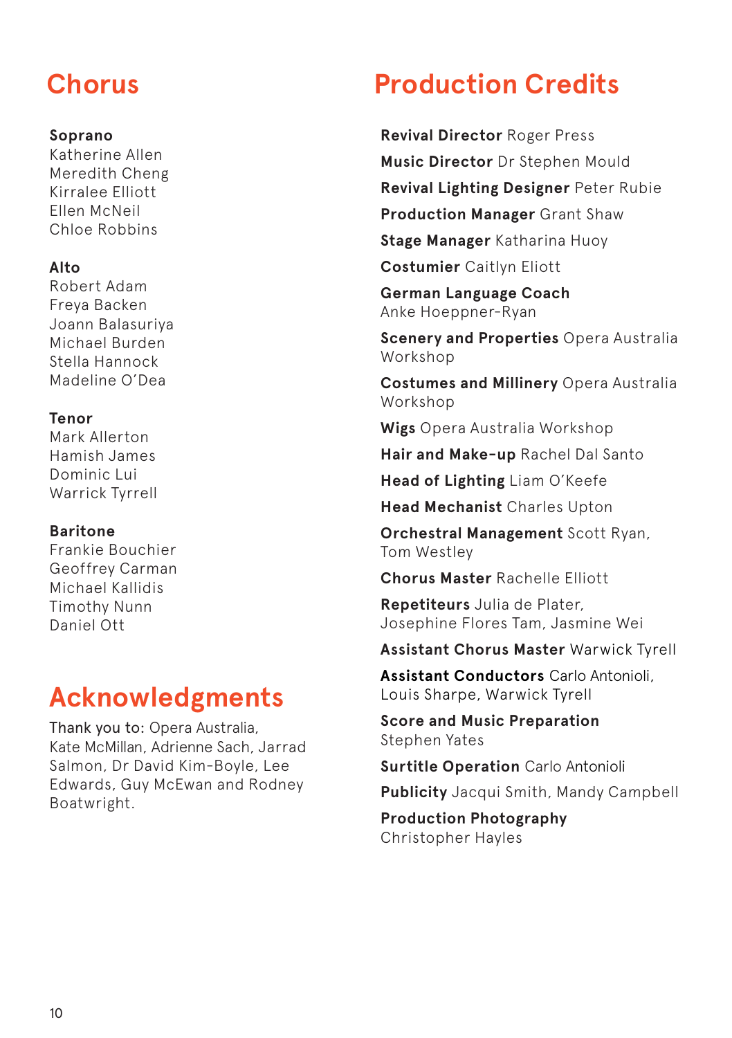## Chorus

**Soprano**
Katherine Allen
Meredith Cheng
Kirralee Elliott
Ellen McNeil
Chloe Robbins

**Alto**
Robert Adam
Freya Backen
Joann Balasuriya
Michael Burden
Stella Hannock
Madeline O'Dea

**Tenor**
Mark Allerton
Hamish James
Dominic Lui
Warrick Tyrrell

**Baritone**
Frankie Bouchier
Geoffrey Carman
Michael Kallidis
Timothy Nunn
Daniel Ott

## Acknowledgments

Thank you to: Opera Australia, Kate McMillan, Adrienne Sach, Jarrad Salmon, Dr David Kim-Boyle, Lee Edwards, Guy McEwan and Rodney Boatwright.

## Production Credits

**Revival Director** Roger Press

**Music Director** Dr Stephen Mould

**Revival Lighting Designer** Peter Rubie

**Production Manager** Grant Shaw

**Stage Manager** Katharina Huoy

**Costumier** Caitlyn Eliott

**German Language Coach** Anke Hoeppner-Ryan

**Scenery and Properties** Opera Australia Workshop

**Costumes and Millinery** Opera Australia Workshop

**Wigs** Opera Australia Workshop

**Hair and Make-up** Rachel Dal Santo

**Head of Lighting** Liam O'Keefe

**Head Mechanist** Charles Upton

**Orchestral Management** Scott Ryan, Tom Westley

**Chorus Master** Rachelle Elliott

**Repetiteurs** Julia de Plater, Josephine Flores Tam, Jasmine Wei

**Assistant Chorus Master** Warwick Tyrell

**Assistant Conductors** Carlo Antonioli, Louis Sharpe, Warwick Tyrell

**Score and Music Preparation** Stephen Yates

**Surtitle Operation** Carlo Antonioli

**Publicity** Jacqui Smith, Mandy Campbell

**Production Photography** Christopher Hayles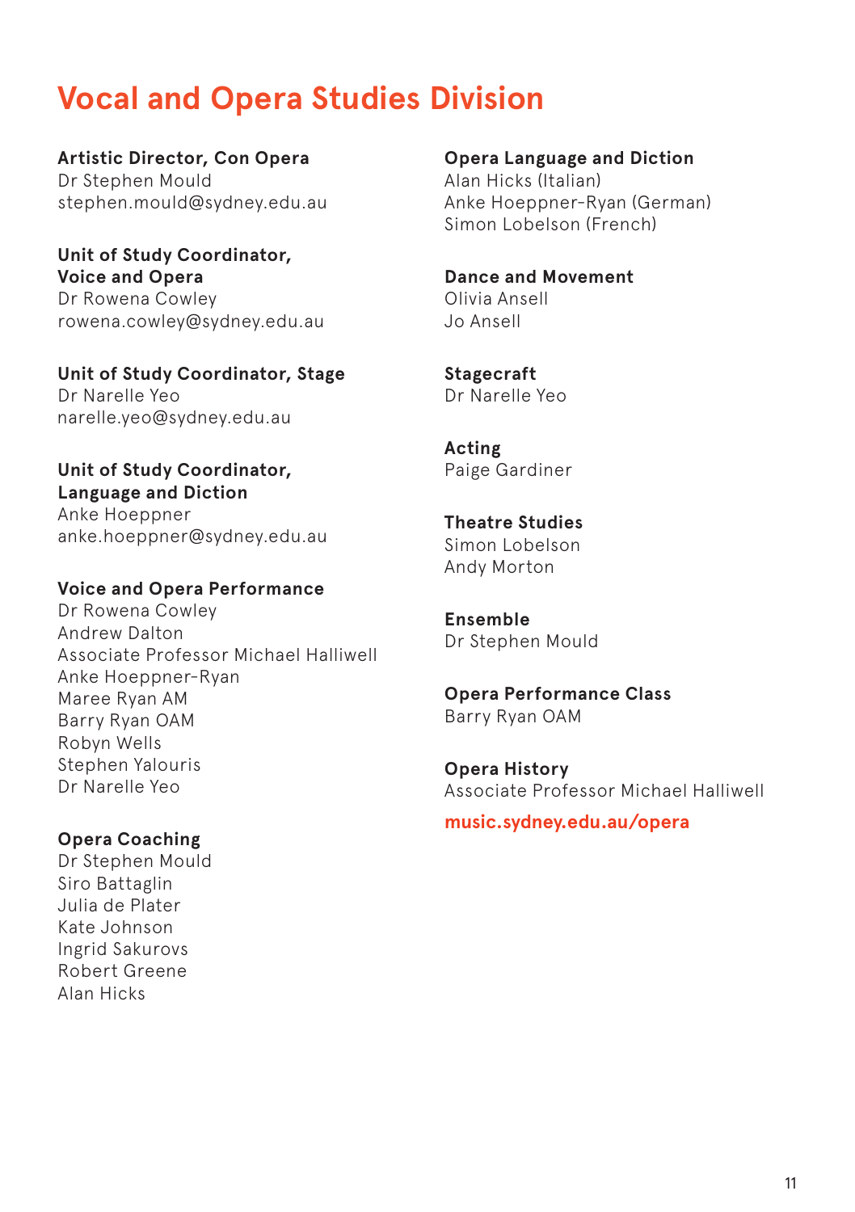# Vocal and Opera Studies Division

**Artistic Director, Con Opera**
Dr Stephen Mould
stephen.mould@sydney.edu.au

**Unit of Study Coordinator, Voice and Opera**
Dr Rowena Cowley
rowena.cowley@sydney.edu.au

**Unit of Study Coordinator, Stage**
Dr Narelle Yeo
narelle.yeo@sydney.edu.au

**Unit of Study Coordinator, Language and Diction**
Anke Hoeppner
anke.hoeppner@sydney.edu.au

**Voice and Opera Performance**
Dr Rowena Cowley
Andrew Dalton
Associate Professor Michael Halliwell
Anke Hoeppner-Ryan
Maree Ryan AM
Barry Ryan OAM
Robyn Wells
Stephen Yalouris
Dr Narelle Yeo

**Opera Coaching**
Dr Stephen Mould
Siro Battaglin
Julia de Plater
Kate Johnson
Ingrid Sakurovs
Robert Greene
Alan Hicks

**Opera Language and Diction**
Alan Hicks (Italian)
Anke Hoeppner-Ryan (German)
Simon Lobelson (French)

**Dance and Movement**
Olivia Ansell
Jo Ansell

**Stagecraft**
Dr Narelle Yeo

**Acting**
Paige Gardiner

**Theatre Studies**
Simon Lobelson
Andy Morton

**Ensemble**
Dr Stephen Mould

**Opera Performance Class**
Barry Ryan OAM

**Opera History**
Associate Professor Michael Halliwell

**music.sydney.edu.au/opera**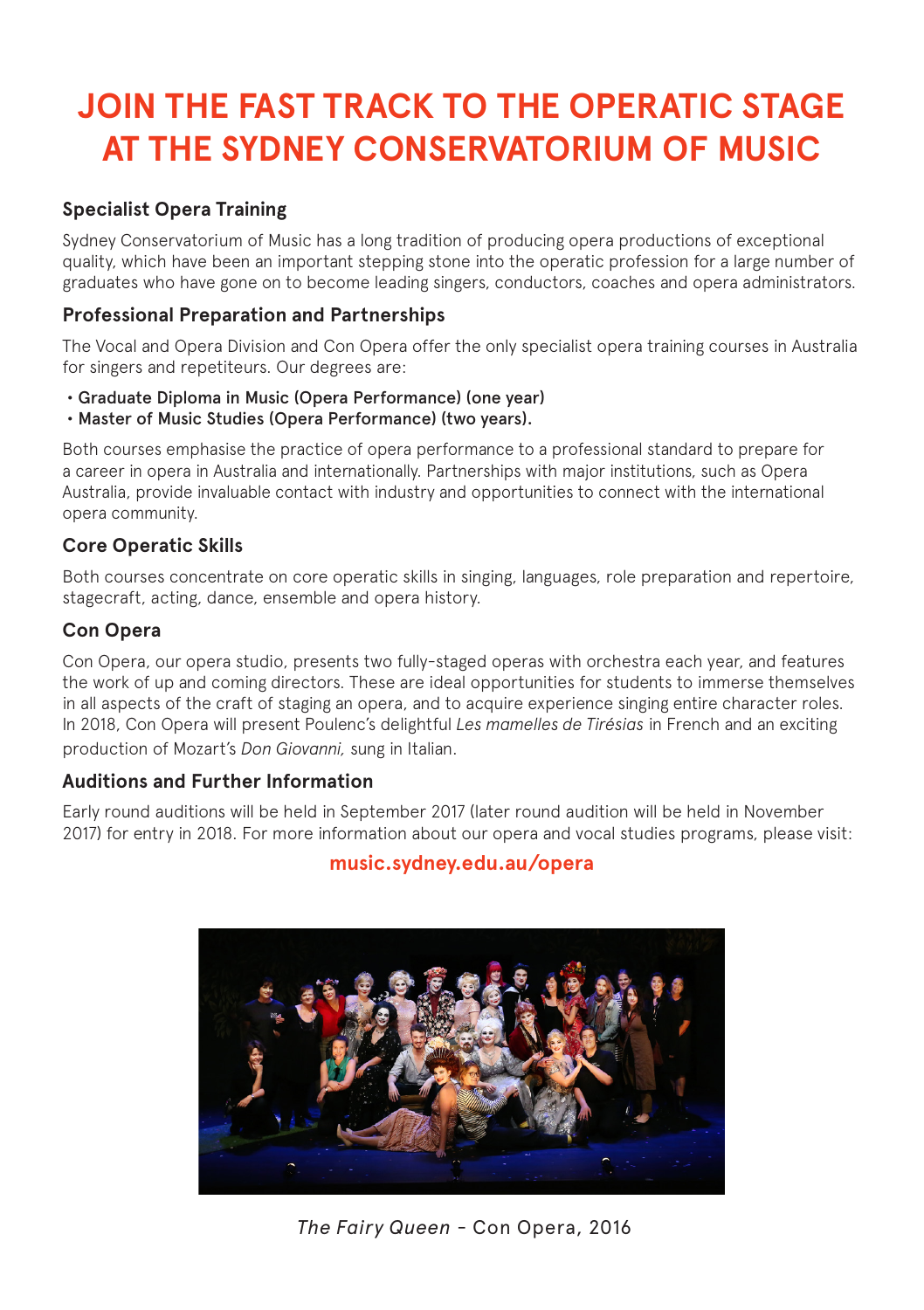# JOIN THE FAST TRACK TO THE OPERATIC STAGE AT THE SYDNEY CONSERVATORIUM OF MUSIC

### Specialist Opera Training

Sydney Conservatorium of Music has a long tradition of producing opera productions of exceptional quality, which have been an important stepping stone into the operatic profession for a large number of graduates who have gone on to become leading singers, conductors, coaches and opera administrators.

### Professional Preparation and Partnerships

The Vocal and Opera Division and Con Opera offer the only specialist opera training courses in Australia for singers and repetiteurs. Our degrees are:

- **Graduate Diploma in Music (Opera Performance) (one year)**
- **Master of Music Studies (Opera Performance) (two years).**

Both courses emphasise the practice of opera performance to a professional standard to prepare for a career in opera in Australia and internationally. Partnerships with major institutions, such as Opera Australia, provide invaluable contact with industry and opportunities to connect with the international opera community.

### Core Operatic Skills

Both courses concentrate on core operatic skills in singing, languages, role preparation and repertoire, stagecraft, acting, dance, ensemble and opera history.

### Con Opera

Con Opera, our opera studio, presents two fully-staged operas with orchestra each year, and features the work of up and coming directors. These are ideal opportunities for students to immerse themselves in all aspects of the craft of staging an opera, and to acquire experience singing entire character roles. In 2018, Con Opera will present Poulenc's delightful *Les mamelles de Tirésias* in French and an exciting production of Mozart's *Don Giovanni,* sung in Italian.

### Auditions and Further Information

Early round auditions will be held in September 2017 (later round audition will be held in November 2017) for entry in 2018. For more information about our opera and vocal studies programs, please visit:

**music.sydney.edu.au/opera**

*The Fairy Queen* – Con Opera, 2016